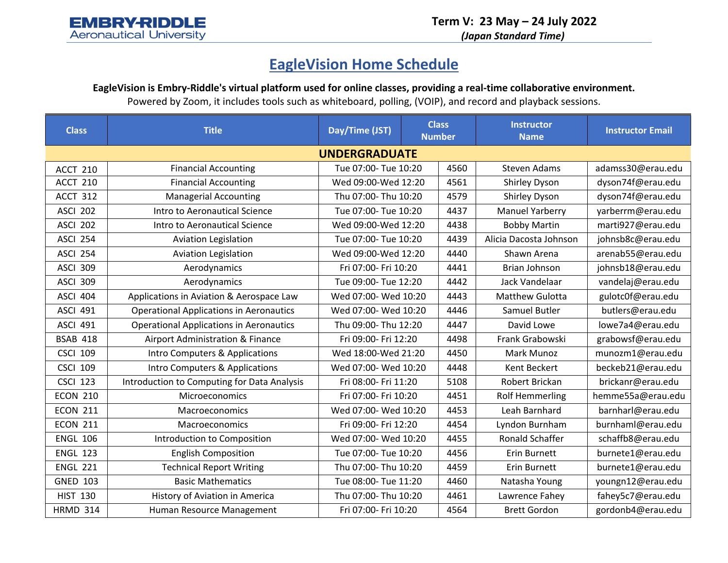**EMBRY-RIDDLE**
Aeronautical University

**Term V: 23 May – 24 July 2022**
***(Japan Standard Time)***

# EagleVision Home Schedule

**EagleVision is Embry-Riddle's virtual platform used for online classes, providing a real-time collaborative environment.**
Powered by Zoom, it includes tools such as whiteboard, polling, (VOIP), and record and playback sessions.

| Class | Title | Day/Time (JST) | Class Number | Instructor Name | Instructor Email |
|---|---|---|---|---|---|
| **UNDERGRADUATE** | | | | | |
| ACCT 210 | Financial Accounting | Tue 07:00- Tue 10:20 | 4560 | Steven Adams | adamss30@erau.edu |
| ACCT 210 | Financial Accounting | Wed 09:00-Wed 12:20 | 4561 | Shirley Dyson | dyson74f@erau.edu |
| ACCT 312 | Managerial Accounting | Thu 07:00- Thu 10:20 | 4579 | Shirley Dyson | dyson74f@erau.edu |
| ASCI 202 | Intro to Aeronautical Science | Tue 07:00- Tue 10:20 | 4437 | Manuel Yarberry | yarberrm@erau.edu |
| ASCI 202 | Intro to Aeronautical Science | Wed 09:00-Wed 12:20 | 4438 | Bobby Martin | marti927@erau.edu |
| ASCI 254 | Aviation Legislation | Tue 07:00- Tue 10:20 | 4439 | Alicia Dacosta Johnson | johnsb8c@erau.edu |
| ASCI 254 | Aviation Legislation | Wed 09:00-Wed 12:20 | 4440 | Shawn Arena | arenab55@erau.edu |
| ASCI 309 | Aerodynamics | Fri 07:00- Fri 10:20 | 4441 | Brian Johnson | johnsb18@erau.edu |
| ASCI 309 | Aerodynamics | Tue 09:00- Tue 12:20 | 4442 | Jack Vandelaar | vandelaj@erau.edu |
| ASCI 404 | Applications in Aviation & Aerospace Law | Wed 07:00- Wed 10:20 | 4443 | Matthew Gulotta | gulotc0f@erau.edu |
| ASCI 491 | Operational Applications in Aeronautics | Wed 07:00- Wed 10:20 | 4446 | Samuel Butler | butlers@erau.edu |
| ASCI 491 | Operational Applications in Aeronautics | Thu 09:00- Thu 12:20 | 4447 | David Lowe | lowe7a4@erau.edu |
| BSAB 418 | Airport Administration & Finance | Fri 09:00- Fri 12:20 | 4498 | Frank Grabowski | grabowsf@erau.edu |
| CSCI 109 | Intro Computers & Applications | Wed 18:00-Wed 21:20 | 4450 | Mark Munoz | munozm1@erau.edu |
| CSCI 109 | Intro Computers & Applications | Wed 07:00- Wed 10:20 | 4448 | Kent Beckert | beckeb21@erau.edu |
| CSCI 123 | Introduction to Computing for Data Analysis | Fri 08:00- Fri 11:20 | 5108 | Robert Brickan | brickanr@erau.edu |
| ECON 210 | Microeconomics | Fri 07:00- Fri 10:20 | 4451 | Rolf Hemmerling | hemme55a@erau.edu |
| ECON 211 | Macroeconomics | Wed 07:00- Wed 10:20 | 4453 | Leah Barnhard | barnharl@erau.edu |
| ECON 211 | Macroeconomics | Fri 09:00- Fri 12:20 | 4454 | Lyndon Burnham | burnhaml@erau.edu |
| ENGL 106 | Introduction to Composition | Wed 07:00- Wed 10:20 | 4455 | Ronald Schaffer | schaffb8@erau.edu |
| ENGL 123 | English Composition | Tue 07:00- Tue 10:20 | 4456 | Erin Burnett | burnete1@erau.edu |
| ENGL 221 | Technical Report Writing | Thu 07:00- Thu 10:20 | 4459 | Erin Burnett | burnete1@erau.edu |
| GNED 103 | Basic Mathematics | Tue 08:00- Tue 11:20 | 4460 | Natasha Young | youngn12@erau.edu |
| HIST 130 | History of Aviation in America | Thu 07:00- Thu 10:20 | 4461 | Lawrence Fahey | fahey5c7@erau.edu |
| HRMD 314 | Human Resource Management | Fri 07:00- Fri 10:20 | 4564 | Brett Gordon | gordonb4@erau.edu |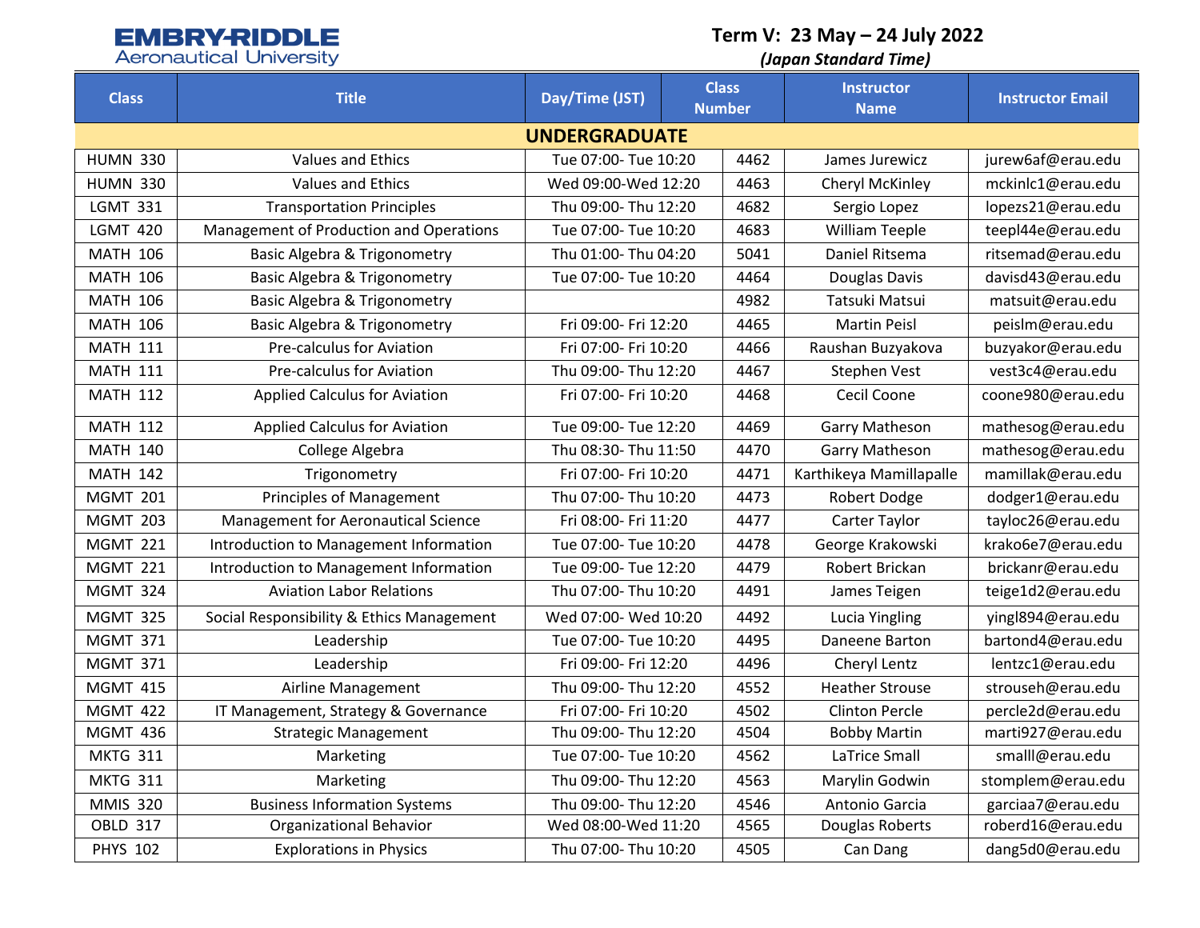**EMBRY-RIDDLE**
Aeronautical University

**Term V: 23 May – 24 July 2022**
***(Japan Standard Time)***

| Class | Title | Day/Time (JST) | Class Number | Instructor Name | Instructor Email |
|---|---|---|---|---|---|
| **UNDERGRADUATE** | | | | | |
| HUMN 330 | Values and Ethics | Tue 07:00- Tue 10:20 | 4462 | James Jurewicz | jurew6af@erau.edu |
| HUMN 330 | Values and Ethics | Wed 09:00-Wed 12:20 | 4463 | Cheryl McKinley | mckinlc1@erau.edu |
| LGMT 331 | Transportation Principles | Thu 09:00- Thu 12:20 | 4682 | Sergio Lopez | lopezs21@erau.edu |
| LGMT 420 | Management of Production and Operations | Tue 07:00- Tue 10:20 | 4683 | William Teeple | teepl44e@erau.edu |
| MATH 106 | Basic Algebra & Trigonometry | Thu 01:00- Thu 04:20 | 5041 | Daniel Ritsema | ritsemad@erau.edu |
| MATH 106 | Basic Algebra & Trigonometry | Tue 07:00- Tue 10:20 | 4464 | Douglas Davis | davisd43@erau.edu |
| MATH 106 | Basic Algebra & Trigonometry | | 4982 | Tatsuki Matsui | matsuit@erau.edu |
| MATH 106 | Basic Algebra & Trigonometry | Fri 09:00- Fri 12:20 | 4465 | Martin Peisl | peislm@erau.edu |
| MATH 111 | Pre-calculus for Aviation | Fri 07:00- Fri 10:20 | 4466 | Raushan Buzyakova | buzyakor@erau.edu |
| MATH 111 | Pre-calculus for Aviation | Thu 09:00- Thu 12:20 | 4467 | Stephen Vest | vest3c4@erau.edu |
| MATH 112 | Applied Calculus for Aviation | Fri 07:00- Fri 10:20 | 4468 | Cecil Coone | coone980@erau.edu |
| MATH 112 | Applied Calculus for Aviation | Tue 09:00- Tue 12:20 | 4469 | Garry Matheson | mathesog@erau.edu |
| MATH 140 | College Algebra | Thu 08:30- Thu 11:50 | 4470 | Garry Matheson | mathesog@erau.edu |
| MATH 142 | Trigonometry | Fri 07:00- Fri 10:20 | 4471 | Karthikeya Mamillapalle | mamillak@erau.edu |
| MGMT 201 | Principles of Management | Thu 07:00- Thu 10:20 | 4473 | Robert Dodge | dodger1@erau.edu |
| MGMT 203 | Management for Aeronautical Science | Fri 08:00- Fri 11:20 | 4477 | Carter Taylor | tayloc26@erau.edu |
| MGMT 221 | Introduction to Management Information | Tue 07:00- Tue 10:20 | 4478 | George Krakowski | krako6e7@erau.edu |
| MGMT 221 | Introduction to Management Information | Tue 09:00- Tue 12:20 | 4479 | Robert Brickan | brickanr@erau.edu |
| MGMT 324 | Aviation Labor Relations | Thu 07:00- Thu 10:20 | 4491 | James Teigen | teige1d2@erau.edu |
| MGMT 325 | Social Responsibility & Ethics Management | Wed 07:00- Wed 10:20 | 4492 | Lucia Yingling | yingl894@erau.edu |
| MGMT 371 | Leadership | Tue 07:00- Tue 10:20 | 4495 | Daneene Barton | bartond4@erau.edu |
| MGMT 371 | Leadership | Fri 09:00- Fri 12:20 | 4496 | Cheryl Lentz | lentzc1@erau.edu |
| MGMT 415 | Airline Management | Thu 09:00- Thu 12:20 | 4552 | Heather Strouse | strouseh@erau.edu |
| MGMT 422 | IT Management, Strategy & Governance | Fri 07:00- Fri 10:20 | 4502 | Clinton Percle | percle2d@erau.edu |
| MGMT 436 | Strategic Management | Thu 09:00- Thu 12:20 | 4504 | Bobby Martin | marti927@erau.edu |
| MKTG 311 | Marketing | Tue 07:00- Tue 10:20 | 4562 | LaTrice Small | smalll@erau.edu |
| MKTG 311 | Marketing | Thu 09:00- Thu 12:20 | 4563 | Marylin Godwin | stomplem@erau.edu |
| MMIS 320 | Business Information Systems | Thu 09:00- Thu 12:20 | 4546 | Antonio Garcia | garciaa7@erau.edu |
| OBLD 317 | Organizational Behavior | Wed 08:00-Wed 11:20 | 4565 | Douglas Roberts | roberd16@erau.edu |
| PHYS 102 | Explorations in Physics | Thu 07:00- Thu 10:20 | 4505 | Can Dang | dang5d0@erau.edu |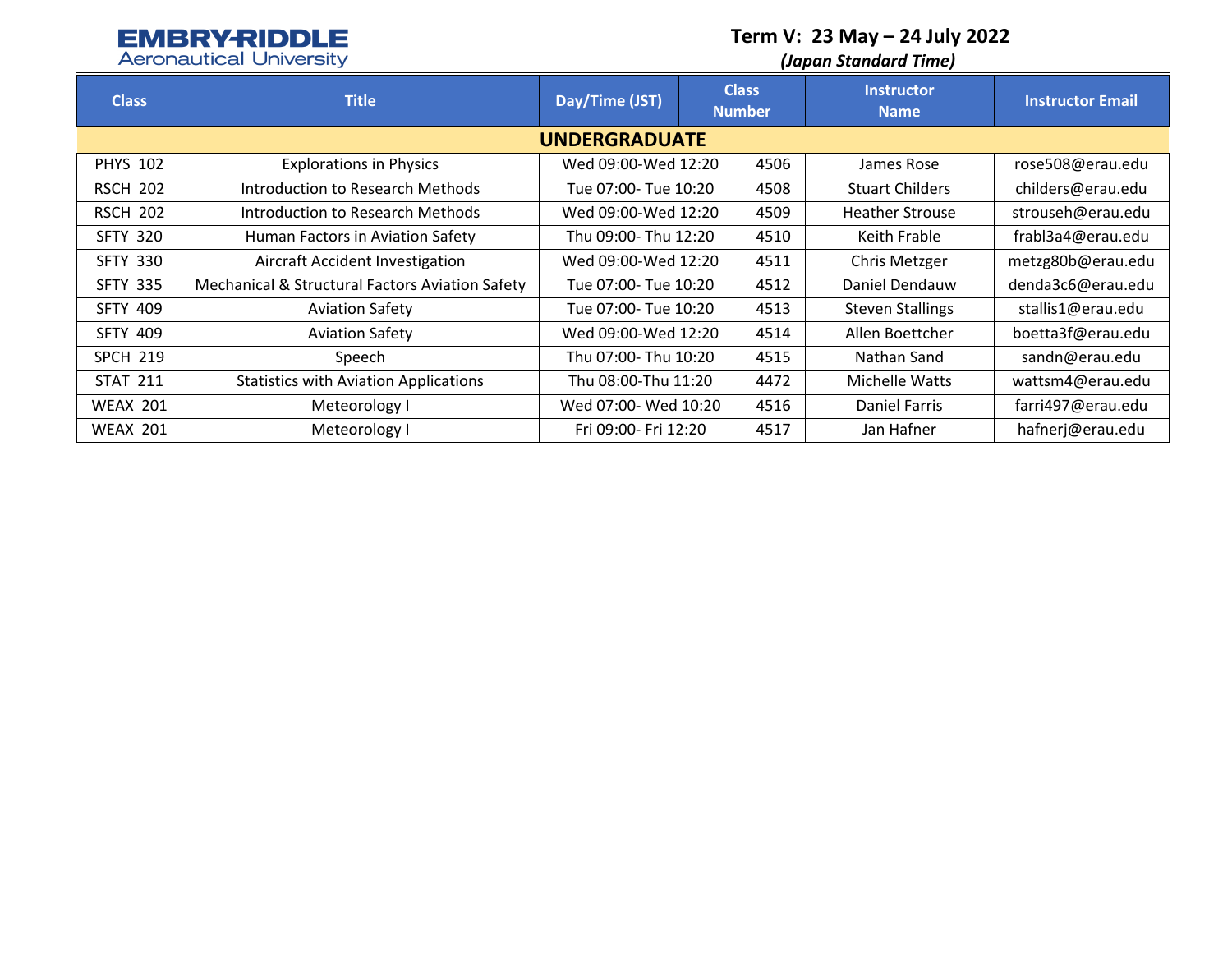EMBRY-RIDDLE Aeronautical University

**Term V: 23 May – 24 July 2022**

***(Japan Standard Time)***

| Class | Title | Day/Time (JST) | Class Number | Instructor Name | Instructor Email |
|---|---|---|---|---|---|
| **UNDERGRADUATE** | | | | | |
| PHYS 102 | Explorations in Physics | Wed 09:00-Wed 12:20 | 4506 | James Rose | rose508@erau.edu |
| RSCH 202 | Introduction to Research Methods | Tue 07:00- Tue 10:20 | 4508 | Stuart Childers | childers@erau.edu |
| RSCH 202 | Introduction to Research Methods | Wed 09:00-Wed 12:20 | 4509 | Heather Strouse | strouseh@erau.edu |
| SFTY 320 | Human Factors in Aviation Safety | Thu 09:00- Thu 12:20 | 4510 | Keith Frable | frabl3a4@erau.edu |
| SFTY 330 | Aircraft Accident Investigation | Wed 09:00-Wed 12:20 | 4511 | Chris Metzger | metzg80b@erau.edu |
| SFTY 335 | Mechanical & Structural Factors Aviation Safety | Tue 07:00- Tue 10:20 | 4512 | Daniel Dendauw | denda3c6@erau.edu |
| SFTY 409 | Aviation Safety | Tue 07:00- Tue 10:20 | 4513 | Steven Stallings | stallis1@erau.edu |
| SFTY 409 | Aviation Safety | Wed 09:00-Wed 12:20 | 4514 | Allen Boettcher | boetta3f@erau.edu |
| SPCH 219 | Speech | Thu 07:00- Thu 10:20 | 4515 | Nathan Sand | sandn@erau.edu |
| STAT 211 | Statistics with Aviation Applications | Thu 08:00-Thu 11:20 | 4472 | Michelle Watts | wattsm4@erau.edu |
| WEAX 201 | Meteorology I | Wed 07:00- Wed 10:20 | 4516 | Daniel Farris | farri497@erau.edu |
| WEAX 201 | Meteorology I | Fri 09:00- Fri 12:20 | 4517 | Jan Hafner | hafnerj@erau.edu |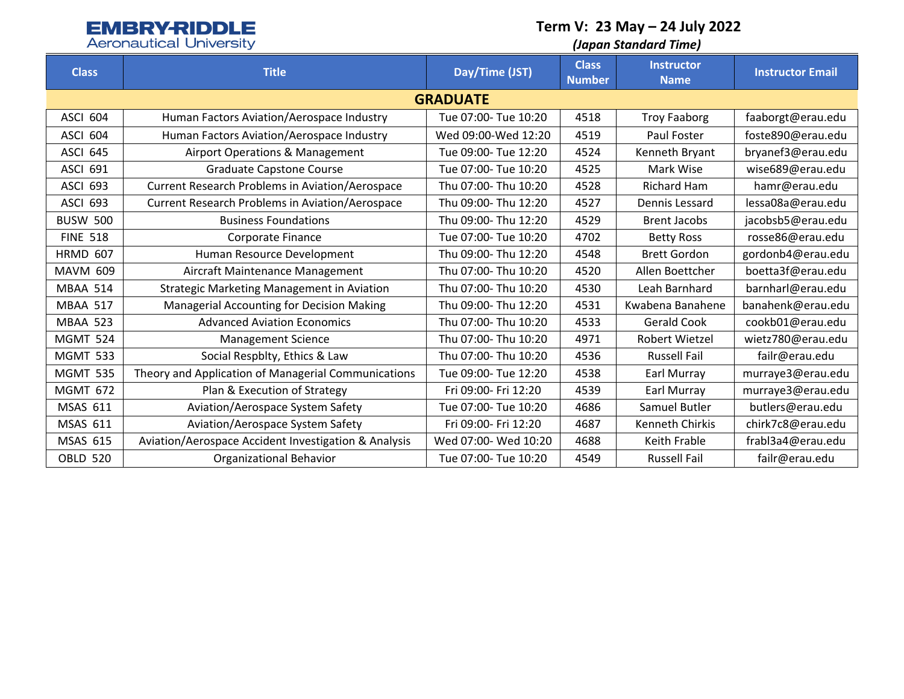**EMBRY-RIDDLE**
Aeronautical University

## Term V: 23 May – 24 July 2022

*(Japan Standard Time)*

| Class | Title | Day/Time (JST) | Class Number | Instructor Name | Instructor Email |
|---|---|---|---|---|---|
| **GRADUATE** | | | | | |
| ASCI 604 | Human Factors Aviation/Aerospace Industry | Tue 07:00- Tue 10:20 | 4518 | Troy Faaborg | faaborgt@erau.edu |
| ASCI 604 | Human Factors Aviation/Aerospace Industry | Wed 09:00-Wed 12:20 | 4519 | Paul Foster | foste890@erau.edu |
| ASCI 645 | Airport Operations & Management | Tue 09:00- Tue 12:20 | 4524 | Kenneth Bryant | bryanef3@erau.edu |
| ASCI 691 | Graduate Capstone Course | Tue 07:00- Tue 10:20 | 4525 | Mark Wise | wise689@erau.edu |
| ASCI 693 | Current Research Problems in Aviation/Aerospace | Thu 07:00- Thu 10:20 | 4528 | Richard Ham | hamr@erau.edu |
| ASCI 693 | Current Research Problems in Aviation/Aerospace | Thu 09:00- Thu 12:20 | 4527 | Dennis Lessard | lessa08a@erau.edu |
| BUSW 500 | Business Foundations | Thu 09:00- Thu 12:20 | 4529 | Brent Jacobs | jacobsb5@erau.edu |
| FINE 518 | Corporate Finance | Tue 07:00- Tue 10:20 | 4702 | Betty Ross | rosse86@erau.edu |
| HRMD 607 | Human Resource Development | Thu 09:00- Thu 12:20 | 4548 | Brett Gordon | gordonb4@erau.edu |
| MAVM 609 | Aircraft Maintenance Management | Thu 07:00- Thu 10:20 | 4520 | Allen Boettcher | boetta3f@erau.edu |
| MBAA 514 | Strategic Marketing Management in Aviation | Thu 07:00- Thu 10:20 | 4530 | Leah Barnhard | barnharl@erau.edu |
| MBAA 517 | Managerial Accounting for Decision Making | Thu 09:00- Thu 12:20 | 4531 | Kwabena Banahene | banahenk@erau.edu |
| MBAA 523 | Advanced Aviation Economics | Thu 07:00- Thu 10:20 | 4533 | Gerald Cook | cookb01@erau.edu |
| MGMT 524 | Management Science | Thu 07:00- Thu 10:20 | 4971 | Robert Wietzel | wietz780@erau.edu |
| MGMT 533 | Social Respblty, Ethics & Law | Thu 07:00- Thu 10:20 | 4536 | Russell Fail | failr@erau.edu |
| MGMT 535 | Theory and Application of Managerial Communications | Tue 09:00- Tue 12:20 | 4538 | Earl Murray | murraye3@erau.edu |
| MGMT 672 | Plan & Execution of Strategy | Fri 09:00- Fri 12:20 | 4539 | Earl Murray | murraye3@erau.edu |
| MSAS 611 | Aviation/Aerospace System Safety | Tue 07:00- Tue 10:20 | 4686 | Samuel Butler | butlers@erau.edu |
| MSAS 611 | Aviation/Aerospace System Safety | Fri 09:00- Fri 12:20 | 4687 | Kenneth Chirkis | chirk7c8@erau.edu |
| MSAS 615 | Aviation/Aerospace Accident Investigation & Analysis | Wed 07:00- Wed 10:20 | 4688 | Keith Frable | frabl3a4@erau.edu |
| OBLD 520 | Organizational Behavior | Tue 07:00- Tue 10:20 | 4549 | Russell Fail | failr@erau.edu |